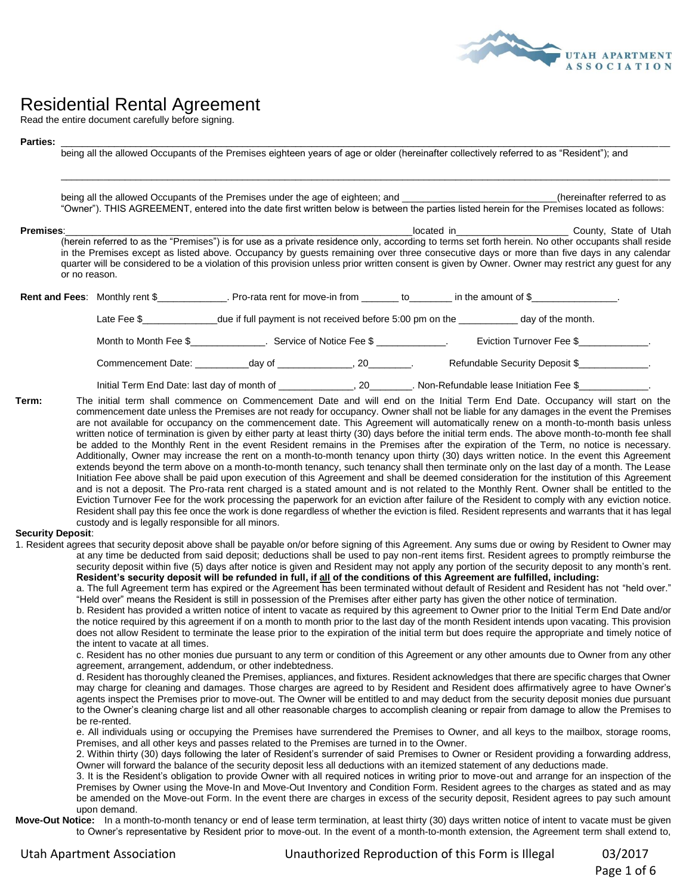# Residential Rental Agreement

Read the entire document carefully before signing.

**Parties:** ______________________________________________________________________________________________________________

being all the allowed Occupants of the Premises eighteen years of age or older (hereinafter collectively referred to as "Resident"); and

______________________________________________________________________________________________________________

being all the allowed Occupants of the Premises under the age of eighteen; and ____________________________(hereinafter referred to as "Owner"). THIS AGREEMENT, entered into the date first written below is between the parties listed herein for the Premises located as follows:

**Premises**:_____________________________________________________________________located in____________________ County, State of Utah (herein referred to as the "Premises") is for use as a private residence only, according to terms set forth herein. No other occupants shall reside in the Premises except as listed above. Occupancy by guests remaining over three consecutive days or more than five days in any calendar quarter will be considered to be a violation of this provision unless prior written consent is given by Owner. Owner may restrict any guest for any or no reason.

**Rent and Fees**: Monthly rent $_____________. Pro-rata rent for move-in from _______ to________ in the amount of $________________.

Late Fee $______________due if full payment is not received before 5:00 pm on the ___________ day of the month.

Month to Month Fee $______________. Service of Notice Fee $ _____________. Eviction Turnover Fee $_____________.

Commencement Date: __________day of ______________, 20________. Refundable Security Deposit $_____________.

Initial Term End Date: last day of month of ______________, 20________. Non-Refundable lease Initiation Fee $_____________.

**Term:** The initial term shall commence on Commencement Date and will end on the Initial Term End Date. Occupancy will start on the commencement date unless the Premises are not ready for occupancy. Owner shall not be liable for any damages in the event the Premises are not available for occupancy on the commencement date. This Agreement will automatically renew on a month-to-month basis unless written notice of termination is given by either party at least thirty (30) days before the initial term ends. The above month-to-month fee shall be added to the Monthly Rent in the event Resident remains in the Premises after the expiration of the Term, no notice is necessary. Additionally, Owner may increase the rent on a month-to-month tenancy upon thirty (30) days written notice. In the event this Agreement extends beyond the term above on a month-to-month tenancy, such tenancy shall then terminate only on the last day of a month. The Lease Initiation Fee above shall be paid upon execution of this Agreement and shall be deemed consideration for the institution of this Agreement and is not a deposit. The Pro-rata rent charged is a stated amount and is not related to the Monthly Rent. Owner shall be entitled to the Eviction Turnover Fee for the work processing the paperwork for an eviction after failure of the Resident to comply with any eviction notice. Resident shall pay this fee once the work is done regardless of whether the eviction is filed. Resident represents and warrants that it has legal custody and is legally responsible for all minors.

**Security Deposit**:

1. Resident agrees that security deposit above shall be payable on/or before signing of this Agreement. Any sums due or owing by Resident to Owner may at any time be deducted from said deposit; deductions shall be used to pay non-rent items first. Resident agrees to promptly reimburse the security deposit within five (5) days after notice is given and Resident may not apply any portion of the security deposit to any month's rent. **Resident's security deposit will be refunded in full, if <u>all</u> of the conditions of this Agreement are fulfilled, including:**

   a. The full Agreement term has expired or the Agreement has been terminated without default of Resident and Resident has not "held over." "Held over" means the Resident is still in possession of the Premises after either party has given the other notice of termination.

   b. Resident has provided a written notice of intent to vacate as required by this agreement to Owner prior to the Initial Term End Date and/or the notice required by this agreement if on a month to month prior to the last day of the month Resident intends upon vacating. This provision does not allow Resident to terminate the lease prior to the expiration of the initial term but does require the appropriate and timely notice of the intent to vacate at all times.

   c. Resident has no other monies due pursuant to any term or condition of this Agreement or any other amounts due to Owner from any other agreement, arrangement, addendum, or other indebtedness.

   d. Resident has thoroughly cleaned the Premises, appliances, and fixtures. Resident acknowledges that there are specific charges that Owner may charge for cleaning and damages. Those charges are agreed to by Resident and Resident does affirmatively agree to have Owner's agents inspect the Premises prior to move-out. The Owner will be entitled to and may deduct from the security deposit monies due pursuant to the Owner's cleaning charge list and all other reasonable charges to accomplish cleaning or repair from damage to allow the Premises to be re-rented.

   e. All individuals using or occupying the Premises have surrendered the Premises to Owner, and all keys to the mailbox, storage rooms, Premises, and all other keys and passes related to the Premises are turned in to the Owner.

2. Within thirty (30) days following the later of Resident's surrender of said Premises to Owner or Resident providing a forwarding address, Owner will forward the balance of the security deposit less all deductions with an itemized statement of any deductions made.

3. It is the Resident's obligation to provide Owner with all required notices in writing prior to move-out and arrange for an inspection of the Premises by Owner using the Move-In and Move-Out Inventory and Condition Form. Resident agrees to the charges as stated and as may be amended on the Move-out Form. In the event there are charges in excess of the security deposit, Resident agrees to pay such amount upon demand.

**Move-Out Notice:** In a month-to-month tenancy or end of lease term termination, at least thirty (30) days written notice of intent to vacate must be given to Owner's representative by Resident prior to move-out. In the event of a month-to-month extension, the Agreement term shall extend to,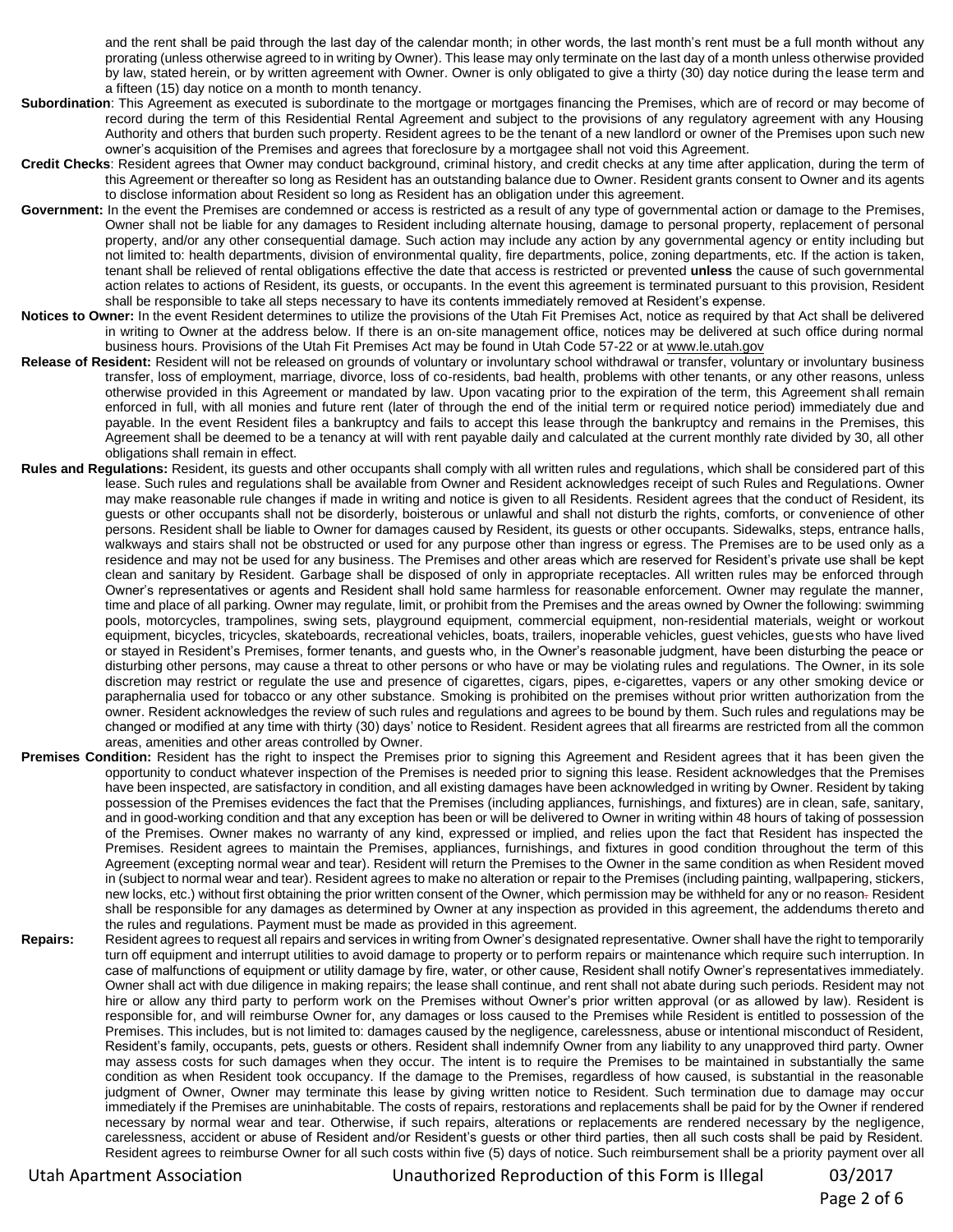and the rent shall be paid through the last day of the calendar month; in other words, the last month's rent must be a full month without any prorating (unless otherwise agreed to in writing by Owner). This lease may only terminate on the last day of a month unless otherwise provided by law, stated herein, or by written agreement with Owner. Owner is only obligated to give a thirty (30) day notice during the lease term and a fifteen (15) day notice on a month to month tenancy.

**Subordination**: This Agreement as executed is subordinate to the mortgage or mortgages financing the Premises, which are of record or may become of record during the term of this Residential Rental Agreement and subject to the provisions of any regulatory agreement with any Housing Authority and others that burden such property. Resident agrees to be the tenant of a new landlord or owner of the Premises upon such new owner's acquisition of the Premises and agrees that foreclosure by a mortgagee shall not void this Agreement.

**Credit Checks**: Resident agrees that Owner may conduct background, criminal history, and credit checks at any time after application, during the term of this Agreement or thereafter so long as Resident has an outstanding balance due to Owner. Resident grants consent to Owner and its agents to disclose information about Resident so long as Resident has an obligation under this agreement.

**Government:** In the event the Premises are condemned or access is restricted as a result of any type of governmental action or damage to the Premises, Owner shall not be liable for any damages to Resident including alternate housing, damage to personal property, replacement of personal property, and/or any other consequential damage. Such action may include any action by any governmental agency or entity including but not limited to: health departments, division of environmental quality, fire departments, police, zoning departments, etc. If the action is taken, tenant shall be relieved of rental obligations effective the date that access is restricted or prevented **unless** the cause of such governmental action relates to actions of Resident, its guests, or occupants. In the event this agreement is terminated pursuant to this provision, Resident shall be responsible to take all steps necessary to have its contents immediately removed at Resident's expense.

**Notices to Owner:** In the event Resident determines to utilize the provisions of the Utah Fit Premises Act, notice as required by that Act shall be delivered in writing to Owner at the address below. If there is an on-site management office, notices may be delivered at such office during normal business hours. Provisions of the Utah Fit Premises Act may be found in Utah Code 57-22 or at www.le.utah.gov

**Release of Resident:** Resident will not be released on grounds of voluntary or involuntary school withdrawal or transfer, voluntary or involuntary business transfer, loss of employment, marriage, divorce, loss of co-residents, bad health, problems with other tenants, or any other reasons, unless otherwise provided in this Agreement or mandated by law. Upon vacating prior to the expiration of the term, this Agreement shall remain enforced in full, with all monies and future rent (later of through the end of the initial term or required notice period) immediately due and payable. In the event Resident files a bankruptcy and fails to accept this lease through the bankruptcy and remains in the Premises, this Agreement shall be deemed to be a tenancy at will with rent payable daily and calculated at the current monthly rate divided by 30, all other obligations shall remain in effect.

**Rules and Regulations:** Resident, its guests and other occupants shall comply with all written rules and regulations, which shall be considered part of this lease. Such rules and regulations shall be available from Owner and Resident acknowledges receipt of such Rules and Regulations. Owner may make reasonable rule changes if made in writing and notice is given to all Residents. Resident agrees that the conduct of Resident, its guests or other occupants shall not be disorderly, boisterous or unlawful and shall not disturb the rights, comforts, or convenience of other persons. Resident shall be liable to Owner for damages caused by Resident, its guests or other occupants. Sidewalks, steps, entrance halls, walkways and stairs shall not be obstructed or used for any purpose other than ingress or egress. The Premises are to be used only as a residence and may not be used for any business. The Premises and other areas which are reserved for Resident's private use shall be kept clean and sanitary by Resident. Garbage shall be disposed of only in appropriate receptacles. All written rules may be enforced through Owner's representatives or agents and Resident shall hold same harmless for reasonable enforcement. Owner may regulate the manner, time and place of all parking. Owner may regulate, limit, or prohibit from the Premises and the areas owned by Owner the following: swimming pools, motorcycles, trampolines, swing sets, playground equipment, commercial equipment, non-residential materials, weight or workout equipment, bicycles, tricycles, skateboards, recreational vehicles, boats, trailers, inoperable vehicles, guest vehicles, guests who have lived or stayed in Resident's Premises, former tenants, and guests who, in the Owner's reasonable judgment, have been disturbing the peace or disturbing other persons, may cause a threat to other persons or who have or may be violating rules and regulations. The Owner, in its sole discretion may restrict or regulate the use and presence of cigarettes, cigars, pipes, e-cigarettes, vapers or any other smoking device or paraphernalia used for tobacco or any other substance. Smoking is prohibited on the premises without prior written authorization from the owner. Resident acknowledges the review of such rules and regulations and agrees to be bound by them. Such rules and regulations may be changed or modified at any time with thirty (30) days' notice to Resident. Resident agrees that all firearms are restricted from all the common areas, amenities and other areas controlled by Owner.

**Premises Condition:** Resident has the right to inspect the Premises prior to signing this Agreement and Resident agrees that it has been given the opportunity to conduct whatever inspection of the Premises is needed prior to signing this lease. Resident acknowledges that the Premises have been inspected, are satisfactory in condition, and all existing damages have been acknowledged in writing by Owner. Resident by taking possession of the Premises evidences the fact that the Premises (including appliances, furnishings, and fixtures) are in clean, safe, sanitary, and in good-working condition and that any exception has been or will be delivered to Owner in writing within 48 hours of taking of possession of the Premises. Owner makes no warranty of any kind, expressed or implied, and relies upon the fact that Resident has inspected the Premises. Resident agrees to maintain the Premises, appliances, furnishings, and fixtures in good condition throughout the term of this Agreement (excepting normal wear and tear). Resident will return the Premises to the Owner in the same condition as when Resident moved in (subject to normal wear and tear). Resident agrees to make no alteration or repair to the Premises (including painting, wallpapering, stickers, new locks, etc.) without first obtaining the prior written consent of the Owner, which permission may be withheld for any or no reason. Resident shall be responsible for any damages as determined by Owner at any inspection as provided in this agreement, the addendums thereto and the rules and regulations. Payment must be made as provided in this agreement.

**Repairs:** Resident agrees to request all repairs and services in writing from Owner's designated representative. Owner shall have the right to temporarily turn off equipment and interrupt utilities to avoid damage to property or to perform repairs or maintenance which require such interruption. In case of malfunctions of equipment or utility damage by fire, water, or other cause, Resident shall notify Owner's representatives immediately. Owner shall act with due diligence in making repairs; the lease shall continue, and rent shall not abate during such periods. Resident may not hire or allow any third party to perform work on the Premises without Owner's prior written approval (or as allowed by law). Resident is responsible for, and will reimburse Owner for, any damages or loss caused to the Premises while Resident is entitled to possession of the Premises. This includes, but is not limited to: damages caused by the negligence, carelessness, abuse or intentional misconduct of Resident, Resident's family, occupants, pets, guests or others. Resident shall indemnify Owner from any liability to any unapproved third party. Owner may assess costs for such damages when they occur. The intent is to require the Premises to be maintained in substantially the same condition as when Resident took occupancy. If the damage to the Premises, regardless of how caused, is substantial in the reasonable judgment of Owner, Owner may terminate this lease by giving written notice to Resident. Such termination due to damage may occur immediately if the Premises are uninhabitable. The costs of repairs, restorations and replacements shall be paid for by the Owner if rendered necessary by normal wear and tear. Otherwise, if such repairs, alterations or replacements are rendered necessary by the negligence, carelessness, accident or abuse of Resident and/or Resident's guests or other third parties, then all such costs shall be paid by Resident. Resident agrees to reimburse Owner for all such costs within five (5) days of notice. Such reimbursement shall be a priority payment over all

Utah Apartment Association Unauthorized Reproduction of this Form is Illegal 03/2017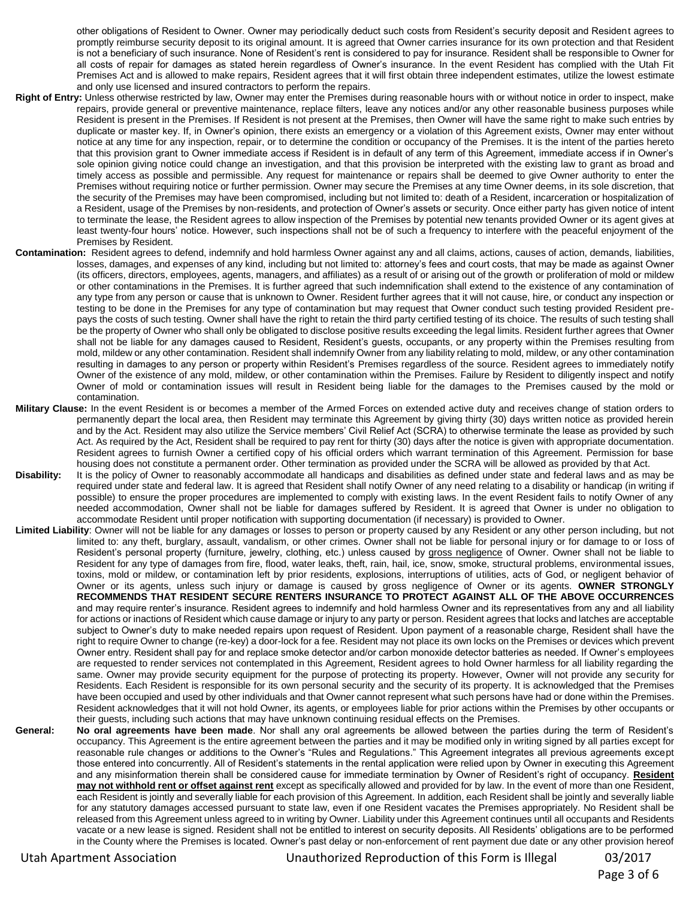other obligations of Resident to Owner. Owner may periodically deduct such costs from Resident's security deposit and Resident agrees to promptly reimburse security deposit to its original amount. It is agreed that Owner carries insurance for its own protection and that Resident is not a beneficiary of such insurance. None of Resident's rent is considered to pay for insurance. Resident shall be responsible to Owner for all costs of repair for damages as stated herein regardless of Owner's insurance. In the event Resident has complied with the Utah Fit Premises Act and is allowed to make repairs, Resident agrees that it will first obtain three independent estimates, utilize the lowest estimate and only use licensed and insured contractors to perform the repairs.

**Right of Entry:** Unless otherwise restricted by law, Owner may enter the Premises during reasonable hours with or without notice in order to inspect, make repairs, provide general or preventive maintenance, replace filters, leave any notices and/or any other reasonable business purposes while Resident is present in the Premises. If Resident is not present at the Premises, then Owner will have the same right to make such entries by duplicate or master key. If, in Owner's opinion, there exists an emergency or a violation of this Agreement exists, Owner may enter without notice at any time for any inspection, repair, or to determine the condition or occupancy of the Premises. It is the intent of the parties hereto that this provision grant to Owner immediate access if Resident is in default of any term of this Agreement, immediate access if in Owner's sole opinion giving notice could change an investigation, and that this provision be interpreted with the existing law to grant as broad and timely access as possible and permissible. Any request for maintenance or repairs shall be deemed to give Owner authority to enter the Premises without requiring notice or further permission. Owner may secure the Premises at any time Owner deems, in its sole discretion, that the security of the Premises may have been compromised, including but not limited to: death of a Resident, incarceration or hospitalization of a Resident, usage of the Premises by non-residents, and protection of Owner's assets or security. Once either party has given notice of intent to terminate the lease, the Resident agrees to allow inspection of the Premises by potential new tenants provided Owner or its agent gives at least twenty-four hours' notice. However, such inspections shall not be of such a frequency to interfere with the peaceful enjoyment of the Premises by Resident.

**Contamination:** Resident agrees to defend, indemnify and hold harmless Owner against any and all claims, actions, causes of action, demands, liabilities, losses, damages, and expenses of any kind, including but not limited to: attorney's fees and court costs, that may be made as against Owner (its officers, directors, employees, agents, managers, and affiliates) as a result of or arising out of the growth or proliferation of mold or mildew or other contaminations in the Premises. It is further agreed that such indemnification shall extend to the existence of any contamination of any type from any person or cause that is unknown to Owner. Resident further agrees that it will not cause, hire, or conduct any inspection or testing to be done in the Premises for any type of contamination but may request that Owner conduct such testing provided Resident pre-pays the costs of such testing. Owner shall have the right to retain the third party certified testing of its choice. The results of such testing shall be the property of Owner who shall only be obligated to disclose positive results exceeding the legal limits. Resident further agrees that Owner shall not be liable for any damages caused to Resident, Resident's guests, occupants, or any property within the Premises resulting from mold, mildew or any other contamination. Resident shall indemnify Owner from any liability relating to mold, mildew, or any other contamination resulting in damages to any person or property within Resident's Premises regardless of the source. Resident agrees to immediately notify Owner of the existence of any mold, mildew, or other contamination within the Premises. Failure by Resident to diligently inspect and notify Owner of mold or contamination issues will result in Resident being liable for the damages to the Premises caused by the mold or contamination.

**Military Clause:** In the event Resident is or becomes a member of the Armed Forces on extended active duty and receives change of station orders to permanently depart the local area, then Resident may terminate this Agreement by giving thirty (30) days written notice as provided herein and by the Act. Resident may also utilize the Service members' Civil Relief Act (SCRA) to otherwise terminate the lease as provided by such Act. As required by the Act, Resident shall be required to pay rent for thirty (30) days after the notice is given with appropriate documentation. Resident agrees to furnish Owner a certified copy of his official orders which warrant termination of this Agreement. Permission for base housing does not constitute a permanent order. Other termination as provided under the SCRA will be allowed as provided by that Act.

**Disability:** It is the policy of Owner to reasonably accommodate all handicaps and disabilities as defined under state and federal laws and as may be required under state and federal law. It is agreed that Resident shall notify Owner of any need relating to a disability or handicap (in writing if possible) to ensure the proper procedures are implemented to comply with existing laws. In the event Resident fails to notify Owner of any needed accommodation, Owner shall not be liable for damages suffered by Resident. It is agreed that Owner is under no obligation to accommodate Resident until proper notification with supporting documentation (if necessary) is provided to Owner.

**Limited Liability**: Owner will not be liable for any damages or losses to person or property caused by any Resident or any other person including, but not limited to: any theft, burglary, assault, vandalism, or other crimes. Owner shall not be liable for personal injury or for damage to or loss of Resident's personal property (furniture, jewelry, clothing, etc.) unless caused by gross negligence of Owner. Owner shall not be liable to Resident for any type of damages from fire, flood, water leaks, theft, rain, hail, ice, snow, smoke, structural problems, environmental issues, toxins, mold or mildew, or contamination left by prior residents, explosions, interruptions of utilities, acts of God, or negligent behavior of Owner or its agents, unless such injury or damage is caused by gross negligence of Owner or its agents. **OWNER STRONGLY RECOMMENDS THAT RESIDENT SECURE RENTERS INSURANCE TO PROTECT AGAINST ALL OF THE ABOVE OCCURRENCES** and may require renter's insurance. Resident agrees to indemnify and hold harmless Owner and its representatives from any and all liability for actions or inactions of Resident which cause damage or injury to any party or person. Resident agrees that locks and latches are acceptable subject to Owner's duty to make needed repairs upon request of Resident. Upon payment of a reasonable charge, Resident shall have the right to require Owner to change (re-key) a door-lock for a fee. Resident may not place its own locks on the Premises or devices which prevent Owner entry. Resident shall pay for and replace smoke detector and/or carbon monoxide detector batteries as needed. If Owner's employees are requested to render services not contemplated in this Agreement, Resident agrees to hold Owner harmless for all liability regarding the same. Owner may provide security equipment for the purpose of protecting its property. However, Owner will not provide any security for Residents. Each Resident is responsible for its own personal security and the security of its property. It is acknowledged that the Premises have been occupied and used by other individuals and that Owner cannot represent what such persons have had or done within the Premises. Resident acknowledges that it will not hold Owner, its agents, or employees liable for prior actions within the Premises by other occupants or their guests, including such actions that may have unknown continuing residual effects on the Premises.

**General:** **No oral agreements have been made**. Nor shall any oral agreements be allowed between the parties during the term of Resident's occupancy. This Agreement is the entire agreement between the parties and it may be modified only in writing signed by all parties except for reasonable rule changes or additions to the Owner's "Rules and Regulations." This Agreement integrates all previous agreements except those entered into concurrently. All of Resident's statements in the rental application were relied upon by Owner in executing this Agreement and any misinformation therein shall be considered cause for immediate termination by Owner of Resident's right of occupancy. **Resident may not withhold rent or offset against rent** except as specifically allowed and provided for by law. In the event of more than one Resident, each Resident is jointly and severally liable for each provision of this Agreement. In addition, each Resident shall be jointly and severally liable for any statutory damages accessed pursuant to state law, even if one Resident vacates the Premises appropriately. No Resident shall be released from this Agreement unless agreed to in writing by Owner. Liability under this Agreement continues until all occupants and Residents vacate or a new lease is signed. Resident shall not be entitled to interest on security deposits. All Residents' obligations are to be performed in the County where the Premises is located. Owner's past delay or non-enforcement of rent payment due date or any other provision hereof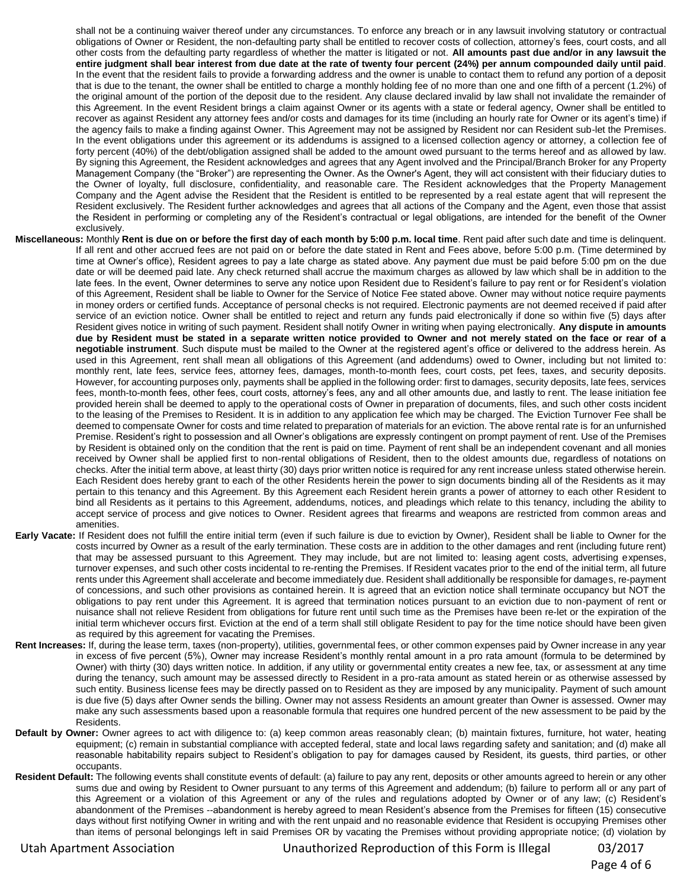shall not be a continuing waiver thereof under any circumstances. To enforce any breach or in any lawsuit involving statutory or contractual obligations of Owner or Resident, the non-defaulting party shall be entitled to recover costs of collection, attorney's fees, court costs, and all other costs from the defaulting party regardless of whether the matter is litigated or not. **All amounts past due and/or in any lawsuit the entire judgment shall bear interest from due date at the rate of twenty four percent (24%) per annum compounded daily until paid**. In the event that the resident fails to provide a forwarding address and the owner is unable to contact them to refund any portion of a deposit that is due to the tenant, the owner shall be entitled to charge a monthly holding fee of no more than one and one fifth of a percent (1.2%) of the original amount of the portion of the deposit due to the resident. Any clause declared invalid by law shall not invalidate the remainder of this Agreement. In the event Resident brings a claim against Owner or its agents with a state or federal agency, Owner shall be entitled to recover as against Resident any attorney fees and/or costs and damages for its time (including an hourly rate for Owner or its agent's time) if the agency fails to make a finding against Owner. This Agreement may not be assigned by Resident nor can Resident sub-let the Premises. In the event obligations under this agreement or its addendums is assigned to a licensed collection agency or attorney, a collection fee of forty percent (40%) of the debt/obligation assigned shall be added to the amount owed pursuant to the terms hereof and as allowed by law. By signing this Agreement, the Resident acknowledges and agrees that any Agent involved and the Principal/Branch Broker for any Property Management Company (the "Broker") are representing the Owner. As the Owner's Agent, they will act consistent with their fiduciary duties to the Owner of loyalty, full disclosure, confidentiality, and reasonable care. The Resident acknowledges that the Property Management Company and the Agent advise the Resident that the Resident is entitled to be represented by a real estate agent that will represent the Resident exclusively. The Resident further acknowledges and agrees that all actions of the Company and the Agent, even those that assist the Resident in performing or completing any of the Resident's contractual or legal obligations, are intended for the benefit of the Owner exclusively.

**Miscellaneous:** Monthly **Rent is due on or before the first day of each month by 5:00 p.m. local time**. Rent paid after such date and time is delinquent. If all rent and other accrued fees are not paid on or before the date stated in Rent and Fees above, before 5:00 p.m. (Time determined by time at Owner's office), Resident agrees to pay a late charge as stated above. Any payment due must be paid before 5:00 pm on the due date or will be deemed paid late. Any check returned shall accrue the maximum charges as allowed by law which shall be in addition to the late fees. In the event, Owner determines to serve any notice upon Resident due to Resident's failure to pay rent or for Resident's violation of this Agreement, Resident shall be liable to Owner for the Service of Notice Fee stated above. Owner may without notice require payments in money orders or certified funds. Acceptance of personal checks is not required. Electronic payments are not deemed received if paid after service of an eviction notice. Owner shall be entitled to reject and return any funds paid electronically if done so within five (5) days after Resident gives notice in writing of such payment. Resident shall notify Owner in writing when paying electronically. **Any dispute in amounts due by Resident must be stated in a separate written notice provided to Owner and not merely stated on the face or rear of a negotiable instrument**. Such dispute must be mailed to the Owner at the registered agent's office or delivered to the address herein. As used in this Agreement, rent shall mean all obligations of this Agreement (and addendums) owed to Owner, including but not limited to: monthly rent, late fees, service fees, attorney fees, damages, month-to-month fees, court costs, pet fees, taxes, and security deposits. However, for accounting purposes only, payments shall be applied in the following order: first to damages, security deposits, late fees, services fees, month-to-month fees, other fees, court costs, attorney's fees, any and all other amounts due, and lastly to rent. The lease initiation fee provided herein shall be deemed to apply to the operational costs of Owner in preparation of documents, files, and such other costs incident to the leasing of the Premises to Resident. It is in addition to any application fee which may be charged. The Eviction Turnover Fee shall be deemed to compensate Owner for costs and time related to preparation of materials for an eviction. The above rental rate is for an unfurnished Premise. Resident's right to possession and all Owner's obligations are expressly contingent on prompt payment of rent. Use of the Premises by Resident is obtained only on the condition that the rent is paid on time. Payment of rent shall be an independent covenant and all monies received by Owner shall be applied first to non-rental obligations of Resident, then to the oldest amounts due, regardless of notations on checks. After the initial term above, at least thirty (30) days prior written notice is required for any rent increase unless stated otherwise herein. Each Resident does hereby grant to each of the other Residents herein the power to sign documents binding all of the Residents as it may pertain to this tenancy and this Agreement. By this Agreement each Resident herein grants a power of attorney to each other Resident to bind all Residents as it pertains to this Agreement, addendums, notices, and pleadings which relate to this tenancy, including the ability to accept service of process and give notices to Owner. Resident agrees that firearms and weapons are restricted from common areas and amenities.

**Early Vacate:** If Resident does not fulfill the entire initial term (even if such failure is due to eviction by Owner), Resident shall be liable to Owner for the costs incurred by Owner as a result of the early termination. These costs are in addition to the other damages and rent (including future rent) that may be assessed pursuant to this Agreement. They may include, but are not limited to: leasing agent costs, advertising expenses, turnover expenses, and such other costs incidental to re-renting the Premises. If Resident vacates prior to the end of the initial term, all future rents under this Agreement shall accelerate and become immediately due. Resident shall additionally be responsible for damages, re-payment of concessions, and such other provisions as contained herein. It is agreed that an eviction notice shall terminate occupancy but NOT the obligations to pay rent under this Agreement. It is agreed that termination notices pursuant to an eviction due to non-payment of rent or nuisance shall not relieve Resident from obligations for future rent until such time as the Premises have been re-let or the expiration of the initial term whichever occurs first. Eviction at the end of a term shall still obligate Resident to pay for the time notice should have been given as required by this agreement for vacating the Premises.

**Rent Increases:** If, during the lease term, taxes (non-property), utilities, governmental fees, or other common expenses paid by Owner increase in any year in excess of five percent (5%), Owner may increase Resident's monthly rental amount in a pro rata amount (formula to be determined by Owner) with thirty (30) days written notice. In addition, if any utility or governmental entity creates a new fee, tax, or assessment at any time during the tenancy, such amount may be assessed directly to Resident in a pro-rata amount as stated herein or as otherwise assessed by such entity. Business license fees may be directly passed on to Resident as they are imposed by any municipality. Payment of such amount is due five (5) days after Owner sends the billing. Owner may not assess Residents an amount greater than Owner is assessed. Owner may make any such assessments based upon a reasonable formula that requires one hundred percent of the new assessment to be paid by the Residents.

**Default by Owner:** Owner agrees to act with diligence to: (a) keep common areas reasonably clean; (b) maintain fixtures, furniture, hot water, heating equipment; (c) remain in substantial compliance with accepted federal, state and local laws regarding safety and sanitation; and (d) make all reasonable habitability repairs subject to Resident's obligation to pay for damages caused by Resident, its guests, third parties, or other occupants.

**Resident Default:** The following events shall constitute events of default: (a) failure to pay any rent, deposits or other amounts agreed to herein or any other sums due and owing by Resident to Owner pursuant to any terms of this Agreement and addendum; (b) failure to perform all or any part of this Agreement or a violation of this Agreement or any of the rules and regulations adopted by Owner or of any law; (c) Resident's abandonment of the Premises --abandonment is hereby agreed to mean Resident's absence from the Premises for fifteen (15) consecutive days without first notifying Owner in writing and with the rent unpaid and no reasonable evidence that Resident is occupying Premises other than items of personal belongings left in said Premises OR by vacating the Premises without providing appropriate notice; (d) violation by

Utah Apartment Association    Unauthorized Reproduction of this Form is Illegal    03/2017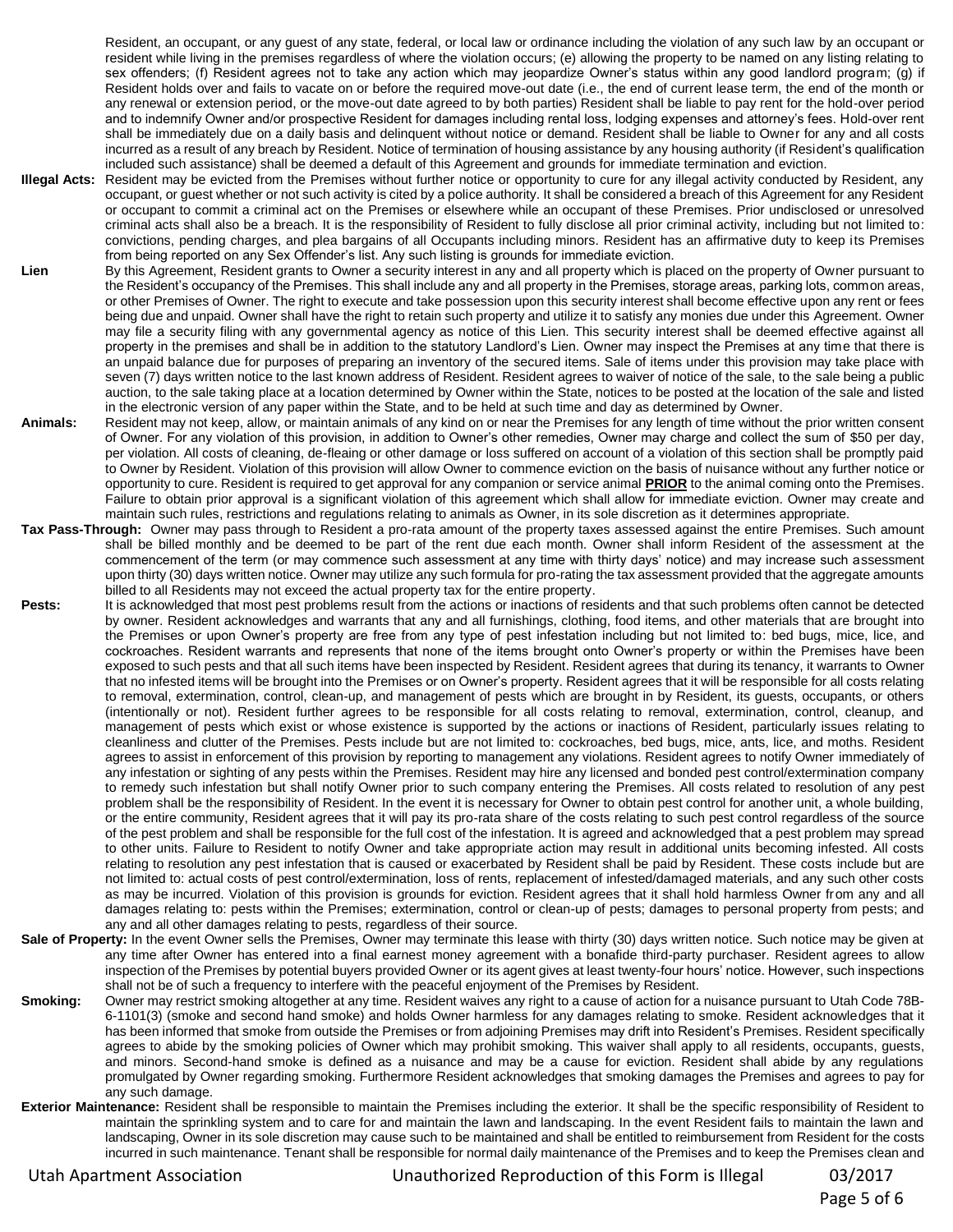Resident, an occupant, or any guest of any state, federal, or local law or ordinance including the violation of any such law by an occupant or resident while living in the premises regardless of where the violation occurs; (e) allowing the property to be named on any listing relating to sex offenders; (f) Resident agrees not to take any action which may jeopardize Owner's status within any good landlord program; (g) if Resident holds over and fails to vacate on or before the required move-out date (i.e., the end of current lease term, the end of the month or any renewal or extension period, or the move-out date agreed to by both parties) Resident shall be liable to pay rent for the hold-over period and to indemnify Owner and/or prospective Resident for damages including rental loss, lodging expenses and attorney's fees. Hold-over rent shall be immediately due on a daily basis and delinquent without notice or demand. Resident shall be liable to Owner for any and all costs incurred as a result of any breach by Resident. Notice of termination of housing assistance by any housing authority (if Resident's qualification included such assistance) shall be deemed a default of this Agreement and grounds for immediate termination and eviction.

**Illegal Acts:** Resident may be evicted from the Premises without further notice or opportunity to cure for any illegal activity conducted by Resident, any occupant, or guest whether or not such activity is cited by a police authority. It shall be considered a breach of this Agreement for any Resident or occupant to commit a criminal act on the Premises or elsewhere while an occupant of these Premises. Prior undisclosed or unresolved criminal acts shall also be a breach. It is the responsibility of Resident to fully disclose all prior criminal activity, including but not limited to: convictions, pending charges, and plea bargains of all Occupants including minors. Resident has an affirmative duty to keep its Premises from being reported on any Sex Offender's list. Any such listing is grounds for immediate eviction.

**Lien** By this Agreement, Resident grants to Owner a security interest in any and all property which is placed on the property of Owner pursuant to the Resident's occupancy of the Premises. This shall include any and all property in the Premises, storage areas, parking lots, common areas, or other Premises of Owner. The right to execute and take possession upon this security interest shall become effective upon any rent or fees being due and unpaid. Owner shall have the right to retain such property and utilize it to satisfy any monies due under this Agreement. Owner may file a security filing with any governmental agency as notice of this Lien. This security interest shall be deemed effective against all property in the premises and shall be in addition to the statutory Landlord's Lien. Owner may inspect the Premises at any time that there is an unpaid balance due for purposes of preparing an inventory of the secured items. Sale of items under this provision may take place with seven (7) days written notice to the last known address of Resident. Resident agrees to waiver of notice of the sale, to the sale being a public auction, to the sale taking place at a location determined by Owner within the State, notices to be posted at the location of the sale and listed in the electronic version of any paper within the State, and to be held at such time and day as determined by Owner.

**Animals:** Resident may not keep, allow, or maintain animals of any kind on or near the Premises for any length of time without the prior written consent of Owner. For any violation of this provision, in addition to Owner's other remedies, Owner may charge and collect the sum of $50 per day, per violation. All costs of cleaning, de-fleaing or other damage or loss suffered on account of a violation of this section shall be promptly paid to Owner by Resident. Violation of this provision will allow Owner to commence eviction on the basis of nuisance without any further notice or opportunity to cure. Resident is required to get approval for any companion or service animal **PRIOR** to the animal coming onto the Premises. Failure to obtain prior approval is a significant violation of this agreement which shall allow for immediate eviction. Owner may create and maintain such rules, restrictions and regulations relating to animals as Owner, in its sole discretion as it determines appropriate.

**Tax Pass-Through:** Owner may pass through to Resident a pro-rata amount of the property taxes assessed against the entire Premises. Such amount shall be billed monthly and be deemed to be part of the rent due each month. Owner shall inform Resident of the assessment at the commencement of the term (or may commence such assessment at any time with thirty days' notice) and may increase such assessment upon thirty (30) days written notice. Owner may utilize any such formula for pro-rating the tax assessment provided that the aggregate amounts billed to all Residents may not exceed the actual property tax for the entire property.

**Pests:** It is acknowledged that most pest problems result from the actions or inactions of residents and that such problems often cannot be detected by owner. Resident acknowledges and warrants that any and all furnishings, clothing, food items, and other materials that are brought into the Premises or upon Owner's property are free from any type of pest infestation including but not limited to: bed bugs, mice, lice, and cockroaches. Resident warrants and represents that none of the items brought onto Owner's property or within the Premises have been exposed to such pests and that all such items have been inspected by Resident. Resident agrees that during its tenancy, it warrants to Owner that no infested items will be brought into the Premises or on Owner's property. Resident agrees that it will be responsible for all costs relating to removal, extermination, control, clean-up, and management of pests which are brought in by Resident, its guests, occupants, or others (intentionally or not). Resident further agrees to be responsible for all costs relating to removal, extermination, control, cleanup, and management of pests which exist or whose existence is supported by the actions or inactions of Resident, particularly issues relating to cleanliness and clutter of the Premises. Pests include but are not limited to: cockroaches, bed bugs, mice, ants, lice, and moths. Resident agrees to assist in enforcement of this provision by reporting to management any violations. Resident agrees to notify Owner immediately of any infestation or sighting of any pests within the Premises. Resident may hire any licensed and bonded pest control/extermination company to remedy such infestation but shall notify Owner prior to such company entering the Premises. All costs related to resolution of any pest problem shall be the responsibility of Resident. In the event it is necessary for Owner to obtain pest control for another unit, a whole building, or the entire community, Resident agrees that it will pay its pro-rata share of the costs relating to such pest control regardless of the source of the pest problem and shall be responsible for the full cost of the infestation. It is agreed and acknowledged that a pest problem may spread to other units. Failure to Resident to notify Owner and take appropriate action may result in additional units becoming infested. All costs relating to resolution any pest infestation that is caused or exacerbated by Resident shall be paid by Resident. These costs include but are not limited to: actual costs of pest control/extermination, loss of rents, replacement of infested/damaged materials, and any such other costs as may be incurred. Violation of this provision is grounds for eviction. Resident agrees that it shall hold harmless Owner from any and all damages relating to: pests within the Premises; extermination, control or clean-up of pests; damages to personal property from pests; and any and all other damages relating to pests, regardless of their source.

**Sale of Property:** In the event Owner sells the Premises, Owner may terminate this lease with thirty (30) days written notice. Such notice may be given at any time after Owner has entered into a final earnest money agreement with a bonafide third-party purchaser. Resident agrees to allow inspection of the Premises by potential buyers provided Owner or its agent gives at least twenty-four hours' notice. However, such inspections shall not be of such a frequency to interfere with the peaceful enjoyment of the Premises by Resident.

**Smoking:** Owner may restrict smoking altogether at any time. Resident waives any right to a cause of action for a nuisance pursuant to Utah Code 78B-6-1101(3) (smoke and second hand smoke) and holds Owner harmless for any damages relating to smoke. Resident acknowledges that it has been informed that smoke from outside the Premises or from adjoining Premises may drift into Resident's Premises. Resident specifically agrees to abide by the smoking policies of Owner which may prohibit smoking. This waiver shall apply to all residents, occupants, guests, and minors. Second-hand smoke is defined as a nuisance and may be a cause for eviction. Resident shall abide by any regulations promulgated by Owner regarding smoking. Furthermore Resident acknowledges that smoking damages the Premises and agrees to pay for any such damage.

**Exterior Maintenance:** Resident shall be responsible to maintain the Premises including the exterior. It shall be the specific responsibility of Resident to maintain the sprinkling system and to care for and maintain the lawn and landscaping. In the event Resident fails to maintain the lawn and landscaping, Owner in its sole discretion may cause such to be maintained and shall be entitled to reimbursement from Resident for the costs incurred in such maintenance. Tenant shall be responsible for normal daily maintenance of the Premises and to keep the Premises clean and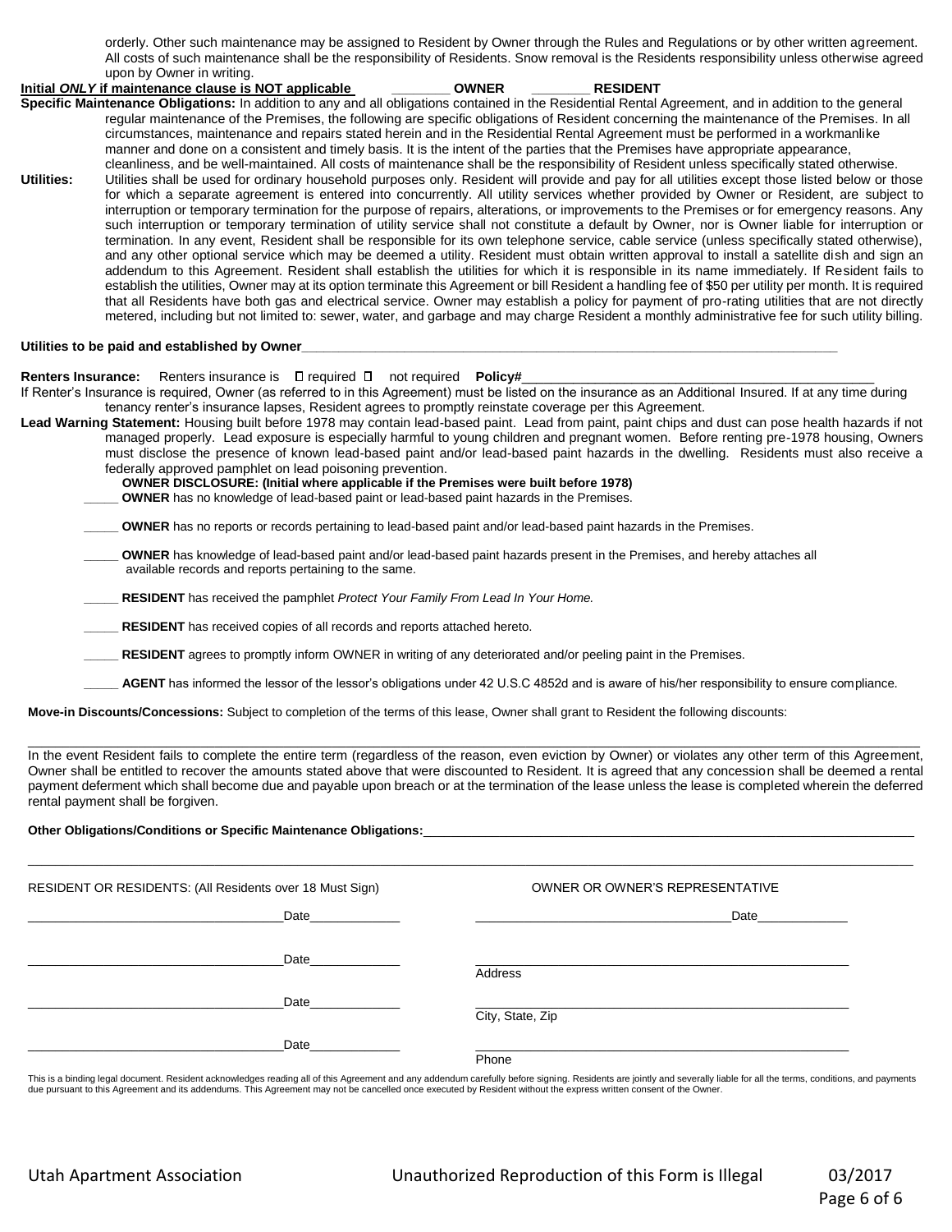orderly. Other such maintenance may be assigned to Resident by Owner through the Rules and Regulations or by other written agreement. All costs of such maintenance shall be the responsibility of Residents. Snow removal is the Residents responsibility unless otherwise agreed upon by Owner in writing.

**Initial *ONLY* if maintenance clause is NOT applicable** ________ **OWNER** ________ **RESIDENT**

**Specific Maintenance Obligations:** In addition to any and all obligations contained in the Residential Rental Agreement, and in addition to the general regular maintenance of the Premises, the following are specific obligations of Resident concerning the maintenance of the Premises. In all circumstances, maintenance and repairs stated herein and in the Residential Rental Agreement must be performed in a workmanlike manner and done on a consistent and timely basis. It is the intent of the parties that the Premises have appropriate appearance, cleanliness, and be well-maintained. All costs of maintenance shall be the responsibility of Resident unless specifically stated otherwise.

**Utilities:** Utilities shall be used for ordinary household purposes only. Resident will provide and pay for all utilities except those listed below or those for which a separate agreement is entered into concurrently. All utility services whether provided by Owner or Resident, are subject to interruption or temporary termination for the purpose of repairs, alterations, or improvements to the Premises or for emergency reasons. Any such interruption or temporary termination of utility service shall not constitute a default by Owner, nor is Owner liable for interruption or termination. In any event, Resident shall be responsible for its own telephone service, cable service (unless specifically stated otherwise), and any other optional service which may be deemed a utility. Resident must obtain written approval to install a satellite dish and sign an addendum to this Agreement. Resident shall establish the utilities for which it is responsible in its name immediately. If Resident fails to establish the utilities, Owner may at its option terminate this Agreement or bill Resident a handling fee of $50 per utility per month. It is required that all Residents have both gas and electrical service. Owner may establish a policy for payment of pro-rating utilities that are not directly metered, including but not limited to: sewer, water, and garbage and may charge Resident a monthly administrative fee for such utility billing.

**Utilities to be paid and established by Owner**________________________________________________________________

**Renters Insurance:** Renters insurance is ☐ required ☐ not required **Policy#**________________________________________

If Renter's Insurance is required, Owner (as referred to in this Agreement) must be listed on the insurance as an Additional Insured. If at any time during tenancy renter's insurance lapses, Resident agrees to promptly reinstate coverage per this Agreement.

**Lead Warning Statement:** Housing built before 1978 may contain lead-based paint. Lead from paint, paint chips and dust can pose health hazards if not managed properly. Lead exposure is especially harmful to young children and pregnant women. Before renting pre-1978 housing, Owners must disclose the presence of known lead-based paint and/or lead-based paint hazards in the dwelling. Residents must also receive a federally approved pamphlet on lead poisoning prevention.

**OWNER DISCLOSURE: (Initial where applicable if the Premises were built before 1978)**

_____ **OWNER** has no knowledge of lead-based paint or lead-based paint hazards in the Premises.

_____ **OWNER** has no reports or records pertaining to lead-based paint and/or lead-based paint hazards in the Premises.

_____ **OWNER** has knowledge of lead-based paint and/or lead-based paint hazards present in the Premises, and hereby attaches all available records and reports pertaining to the same.

_____ **RESIDENT** has received the pamphlet *Protect Your Family From Lead In Your Home.*

_____ **RESIDENT** has received copies of all records and reports attached hereto.

_____ **RESIDENT** agrees to promptly inform OWNER in writing of any deteriorated and/or peeling paint in the Premises.

_____ **AGENT** has informed the lessor of the lessor's obligations under 42 U.S.C 4852d and is aware of his/her responsibility to ensure compliance.

**Move-in Discounts/Concessions:** Subject to completion of the terms of this lease, Owner shall grant to Resident the following discounts:

______________________________________________________________________________________________

In the event Resident fails to complete the entire term (regardless of the reason, even eviction by Owner) or violates any other term of this Agreement, Owner shall be entitled to recover the amounts stated above that were discounted to Resident. It is agreed that any concession shall be deemed a rental payment deferment which shall become due and payable upon breach or at the termination of the lease unless the lease is completed wherein the deferred rental payment shall be forgiven.

**Other Obligations/Conditions or Specific Maintenance Obligations:**__________________________________________________

______________________________________________________________________________________________

RESIDENT OR RESIDENTS: (All Residents over 18 Must Sign)

___________________________________ Date_____________

___________________________________ Date_____________

___________________________________ Date_____________

___________________________________ Date_____________

OWNER OR OWNER'S REPRESENTATIVE

___________________________________ Date_____________

___________________________________
Address

___________________________________
City, State, Zip

___________________________________
Phone

This is a binding legal document. Resident acknowledges reading all of this Agreement and any addendum carefully before signing. Residents are jointly and severally liable for all the terms, conditions, and payments due pursuant to this Agreement and its addendums. This Agreement may not be cancelled once executed by Resident without the express written consent of the Owner.

Utah Apartment Association Unauthorized Reproduction of this Form is Illegal 03/2017